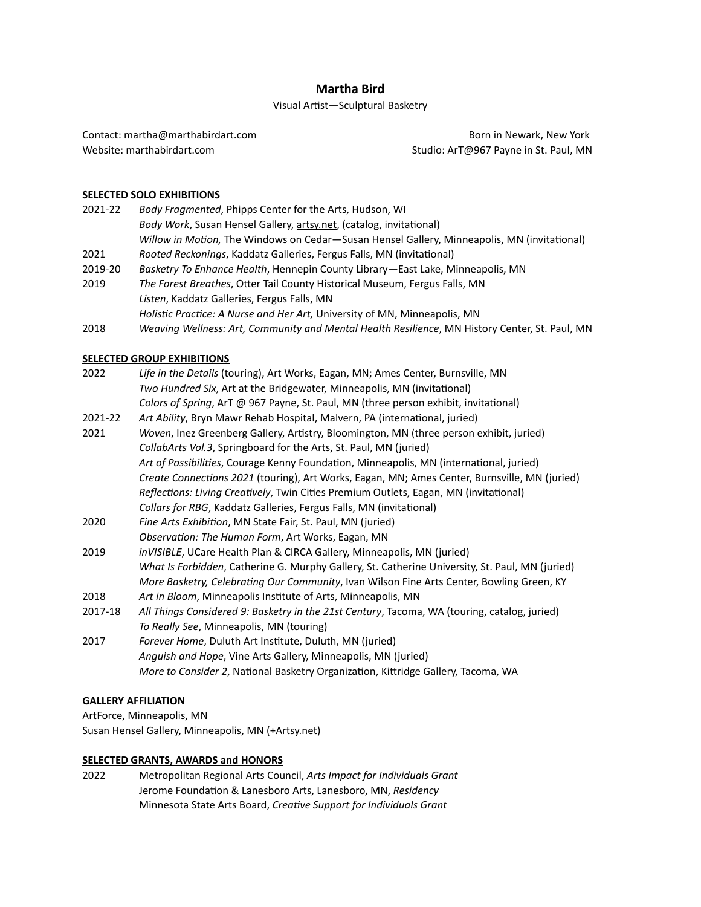# Martha Bird

Visual Artist—Sculptural Basketry

Contact: martha@marthabirdart.com
Website: marthabirdart.com

Born in Newark, New York
Studio: ArT@967 Payne in St. Paul, MN

## SELECTED SOLO EXHIBITIONS

2021-22 *Body Fragmented*, Phipps Center for the Arts, Hudson, WI
*Body Work*, Susan Hensel Gallery, artsy.net, (catalog, invitational)
*Willow in Motion,* The Windows on Cedar—Susan Hensel Gallery, Minneapolis, MN (invitational)

2021 *Rooted Reckonings*, Kaddatz Galleries, Fergus Falls, MN (invitational)

2019-20 *Basketry To Enhance Health*, Hennepin County Library—East Lake, Minneapolis, MN

2019 *The Forest Breathes*, Otter Tail County Historical Museum, Fergus Falls, MN
*Listen*, Kaddatz Galleries, Fergus Falls, MN
*Holistic Practice: A Nurse and Her Art,* University of MN, Minneapolis, MN

2018 *Weaving Wellness: Art, Community and Mental Health Resilience*, MN History Center, St. Paul, MN

## SELECTED GROUP EXHIBITIONS

2022 *Life in the Details* (touring), Art Works, Eagan, MN; Ames Center, Burnsville, MN
*Two Hundred Six*, Art at the Bridgewater, Minneapolis, MN (invitational)
*Colors of Spring*, ArT @ 967 Payne, St. Paul, MN (three person exhibit, invitational)

2021-22 *Art Ability*, Bryn Mawr Rehab Hospital, Malvern, PA (international, juried)

2021 *Woven*, Inez Greenberg Gallery, Artistry, Bloomington, MN (three person exhibit, juried)
*CollabArts Vol.3*, Springboard for the Arts, St. Paul, MN (juried)
*Art of Possibilities*, Courage Kenny Foundation, Minneapolis, MN (international, juried)
*Create Connections 2021* (touring), Art Works, Eagan, MN; Ames Center, Burnsville, MN (juried)
*Reflections: Living Creatively*, Twin Cities Premium Outlets, Eagan, MN (invitational)
*Collars for RBG*, Kaddatz Galleries, Fergus Falls, MN (invitational)

2020 *Fine Arts Exhibition*, MN State Fair, St. Paul, MN (juried)
*Observation: The Human Form*, Art Works, Eagan, MN

2019 *inVISIBLE*, UCare Health Plan & CIRCA Gallery, Minneapolis, MN (juried)
*What Is Forbidden*, Catherine G. Murphy Gallery, St. Catherine University, St. Paul, MN (juried)
*More Basketry, Celebrating Our Community*, Ivan Wilson Fine Arts Center, Bowling Green, KY

2018 *Art in Bloom*, Minneapolis Institute of Arts, Minneapolis, MN

2017-18 *All Things Considered 9: Basketry in the 21st Century*, Tacoma, WA (touring, catalog, juried)
*To Really See*, Minneapolis, MN (touring)

2017 *Forever Home*, Duluth Art Institute, Duluth, MN (juried)
*Anguish and Hope*, Vine Arts Gallery, Minneapolis, MN (juried)
*More to Consider 2*, National Basketry Organization, Kittridge Gallery, Tacoma, WA

## GALLERY AFFILIATION

ArtForce, Minneapolis, MN
Susan Hensel Gallery, Minneapolis, MN (+Artsy.net)

## SELECTED GRANTS, AWARDS and HONORS

2022 Metropolitan Regional Arts Council, *Arts Impact for Individuals Grant*
Jerome Foundation & Lanesboro Arts, Lanesboro, MN, *Residency*
Minnesota State Arts Board, *Creative Support for Individuals Grant*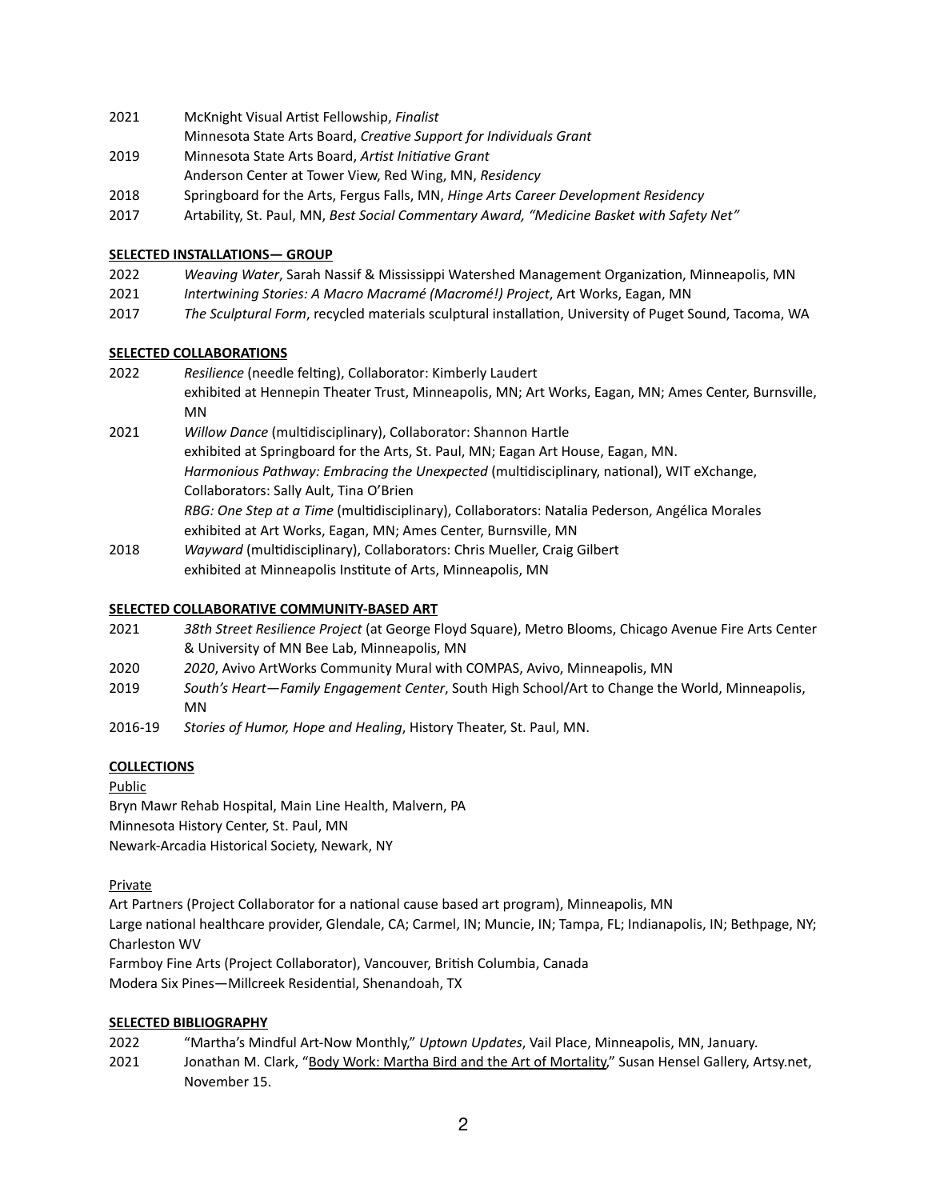2021 McKnight Visual Artist Fellowship, *Finalist*
Minnesota State Arts Board, *Creative Support for Individuals Grant*
2019 Minnesota State Arts Board, *Artist Initiative Grant*
Anderson Center at Tower View, Red Wing, MN, *Residency*
2018 Springboard for the Arts, Fergus Falls, MN, *Hinge Arts Career Development Residency*
2017 Artability, St. Paul, MN, *Best Social Commentary Award, "Medicine Basket with Safety Net"*

**SELECTED INSTALLATIONS— GROUP**

2022 *Weaving Water*, Sarah Nassif & Mississippi Watershed Management Organization, Minneapolis, MN
2021 *Intertwining Stories: A Macro Macramé (Macromé!) Project*, Art Works, Eagan, MN
2017 *The Sculptural Form*, recycled materials sculptural installation, University of Puget Sound, Tacoma, WA

**SELECTED COLLABORATIONS**

2022 *Resilience* (needle felting), Collaborator: Kimberly Laudert
exhibited at Hennepin Theater Trust, Minneapolis, MN; Art Works, Eagan, MN; Ames Center, Burnsville, MN
2021 *Willow Dance* (multidisciplinary), Collaborator: Shannon Hartle
exhibited at Springboard for the Arts, St. Paul, MN; Eagan Art House, Eagan, MN.
*Harmonious Pathway: Embracing the Unexpected* (multidisciplinary, national), WIT eXchange, Collaborators: Sally Ault, Tina O'Brien
*RBG: One Step at a Time* (multidisciplinary), Collaborators: Natalia Pederson, Angélica Morales
exhibited at Art Works, Eagan, MN; Ames Center, Burnsville, MN
2018 *Wayward* (multidisciplinary), Collaborators: Chris Mueller, Craig Gilbert
exhibited at Minneapolis Institute of Arts, Minneapolis, MN

**SELECTED COLLABORATIVE COMMUNITY-BASED ART**

2021 *38th Street Resilience Project* (at George Floyd Square), Metro Blooms, Chicago Avenue Fire Arts Center & University of MN Bee Lab, Minneapolis, MN
2020 *2020*, Avivo ArtWorks Community Mural with COMPAS, Avivo, Minneapolis, MN
2019 *South's Heart—Family Engagement Center*, South High School/Art to Change the World, Minneapolis, MN
2016-19 *Stories of Humor, Hope and Healing*, History Theater, St. Paul, MN.

**COLLECTIONS**

Public
Bryn Mawr Rehab Hospital, Main Line Health, Malvern, PA
Minnesota History Center, St. Paul, MN
Newark-Arcadia Historical Society, Newark, NY

Private
Art Partners (Project Collaborator for a national cause based art program), Minneapolis, MN
Large national healthcare provider, Glendale, CA; Carmel, IN; Muncie, IN; Tampa, FL; Indianapolis, IN; Bethpage, NY; Charleston WV
Farmboy Fine Arts (Project Collaborator), Vancouver, British Columbia, Canada
Modera Six Pines—Millcreek Residential, Shenandoah, TX

**SELECTED BIBLIOGRAPHY**

2022 "Martha's Mindful Art-Now Monthly," *Uptown Updates*, Vail Place, Minneapolis, MN, January.
2021 Jonathan M. Clark, "Body Work: Martha Bird and the Art of Mortality," Susan Hensel Gallery, Artsy.net, November 15.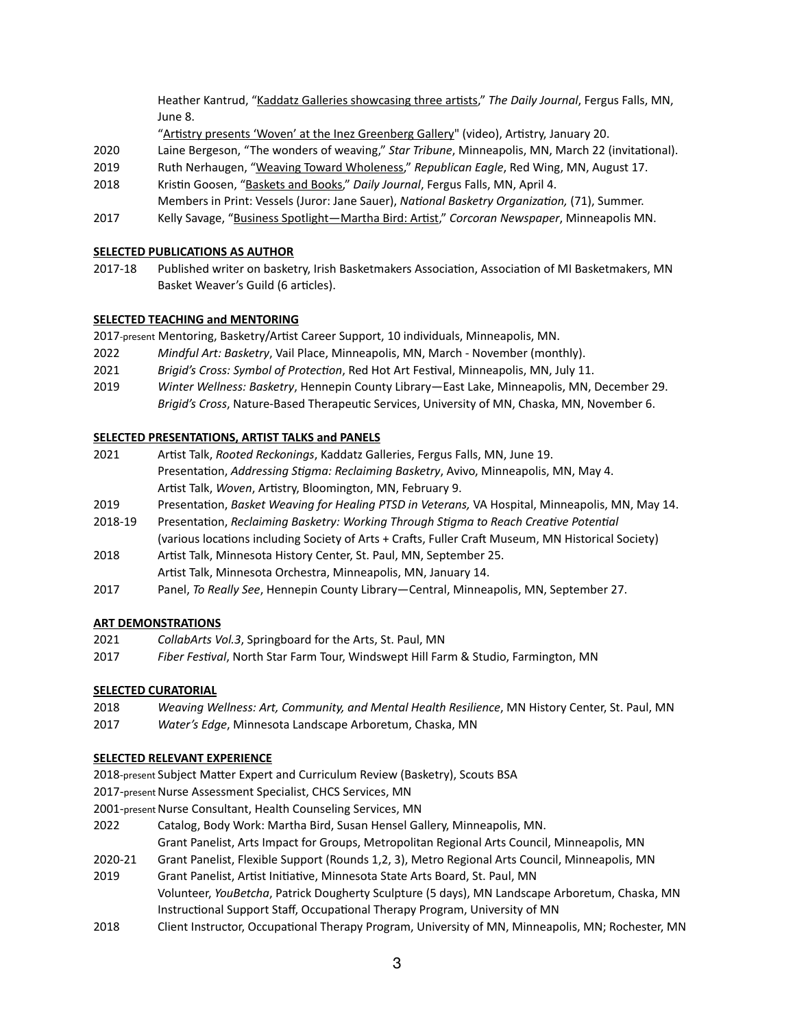Heather Kantrud, "Kaddatz Galleries showcasing three artists," *The Daily Journal*, Fergus Falls, MN, June 8.

"Artistry presents 'Woven' at the Inez Greenberg Gallery" (video), Artistry, January 20.

2020 Laine Bergeson, "The wonders of weaving," *Star Tribune*, Minneapolis, MN, March 22 (invitational).

2019 Ruth Nerhaugen, "Weaving Toward Wholeness," *Republican Eagle*, Red Wing, MN, August 17.

2018 Kristin Goosen, "Baskets and Books," *Daily Journal*, Fergus Falls, MN, April 4.

Members in Print: Vessels (Juror: Jane Sauer), *National Basketry Organization,* (71), Summer.

2017 Kelly Savage, "Business Spotlight—Martha Bird: Artist," *Corcoran Newspaper*, Minneapolis MN.

**SELECTED PUBLICATIONS AS AUTHOR**

2017-18 Published writer on basketry, Irish Basketmakers Association, Association of MI Basketmakers, MN Basket Weaver's Guild (6 articles).

**SELECTED TEACHING and MENTORING**

2017-present Mentoring, Basketry/Artist Career Support, 10 individuals, Minneapolis, MN.

2022 *Mindful Art: Basketry*, Vail Place, Minneapolis, MN, March - November (monthly).

2021 *Brigid's Cross: Symbol of Protection*, Red Hot Art Festival, Minneapolis, MN, July 11.

2019 *Winter Wellness: Basketry*, Hennepin County Library—East Lake, Minneapolis, MN, December 29.

*Brigid's Cross*, Nature-Based Therapeutic Services, University of MN, Chaska, MN, November 6.

**SELECTED PRESENTATIONS, ARTIST TALKS and PANELS**

2021 Artist Talk, *Rooted Reckonings*, Kaddatz Galleries, Fergus Falls, MN, June 19.

Presentation, *Addressing Stigma: Reclaiming Basketry*, Avivo, Minneapolis, MN, May 4.

Artist Talk, *Woven*, Artistry, Bloomington, MN, February 9.

2019 Presentation, *Basket Weaving for Healing PTSD in Veterans,* VA Hospital, Minneapolis, MN, May 14.

2018-19 Presentation, *Reclaiming Basketry: Working Through Stigma to Reach Creative Potential* (various locations including Society of Arts + Crafts, Fuller Craft Museum, MN Historical Society)

2018 Artist Talk, Minnesota History Center, St. Paul, MN, September 25.

Artist Talk, Minnesota Orchestra, Minneapolis, MN, January 14.

2017 Panel, *To Really See*, Hennepin County Library—Central, Minneapolis, MN, September 27.

**ART DEMONSTRATIONS**

2021 *CollabArts Vol.3*, Springboard for the Arts, St. Paul, MN

2017 *Fiber Festival*, North Star Farm Tour, Windswept Hill Farm & Studio, Farmington, MN

**SELECTED CURATORIAL**

2018 *Weaving Wellness: Art, Community, and Mental Health Resilience*, MN History Center, St. Paul, MN

2017 *Water's Edge*, Minnesota Landscape Arboretum, Chaska, MN

**SELECTED RELEVANT EXPERIENCE**

2018-present Subject Matter Expert and Curriculum Review (Basketry), Scouts BSA

2017-present Nurse Assessment Specialist, CHCS Services, MN

2001-present Nurse Consultant, Health Counseling Services, MN

2022 Catalog, Body Work: Martha Bird, Susan Hensel Gallery, Minneapolis, MN.

Grant Panelist, Arts Impact for Groups, Metropolitan Regional Arts Council, Minneapolis, MN

2020-21 Grant Panelist, Flexible Support (Rounds 1,2, 3), Metro Regional Arts Council, Minneapolis, MN

2019 Grant Panelist, Artist Initiative, Minnesota State Arts Board, St. Paul, MN

Volunteer, *YouBetcha*, Patrick Dougherty Sculpture (5 days), MN Landscape Arboretum, Chaska, MN

Instructional Support Staff, Occupational Therapy Program, University of MN

2018 Client Instructor, Occupational Therapy Program, University of MN, Minneapolis, MN; Rochester, MN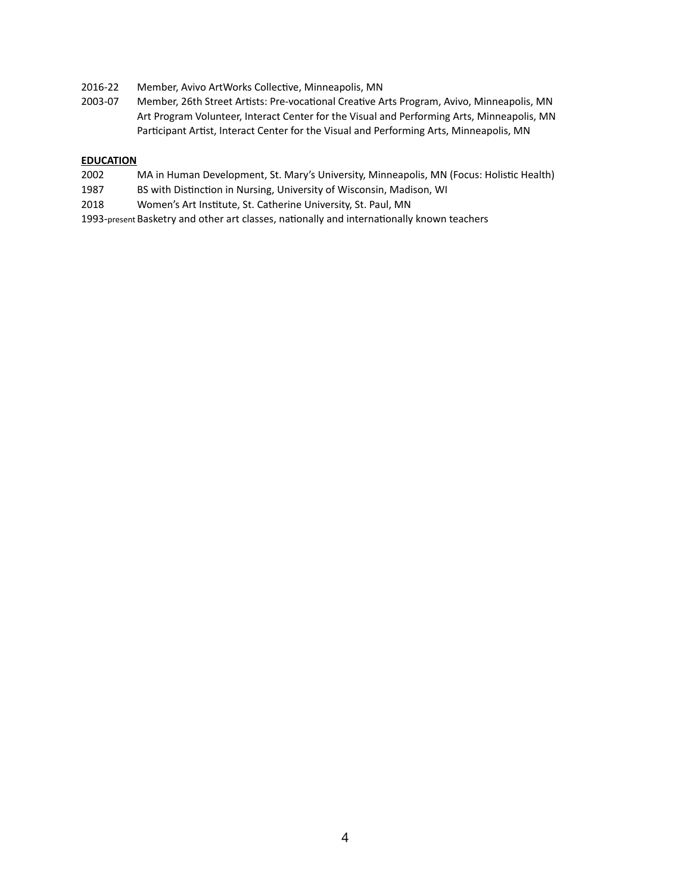2016-22  Member, Avivo ArtWorks Collective, Minneapolis, MN

2003-07  Member, 26th Street Artists: Pre-vocational Creative Arts Program, Avivo, Minneapolis, MN
Art Program Volunteer, Interact Center for the Visual and Performing Arts, Minneapolis, MN
Participant Artist, Interact Center for the Visual and Performing Arts, Minneapolis, MN

**EDUCATION**

2002  MA in Human Development, St. Mary's University, Minneapolis, MN (Focus: Holistic Health)

1987  BS with Distinction in Nursing, University of Wisconsin, Madison, WI

2018  Women's Art Institute, St. Catherine University, St. Paul, MN

1993-present Basketry and other art classes, nationally and internationally known teachers